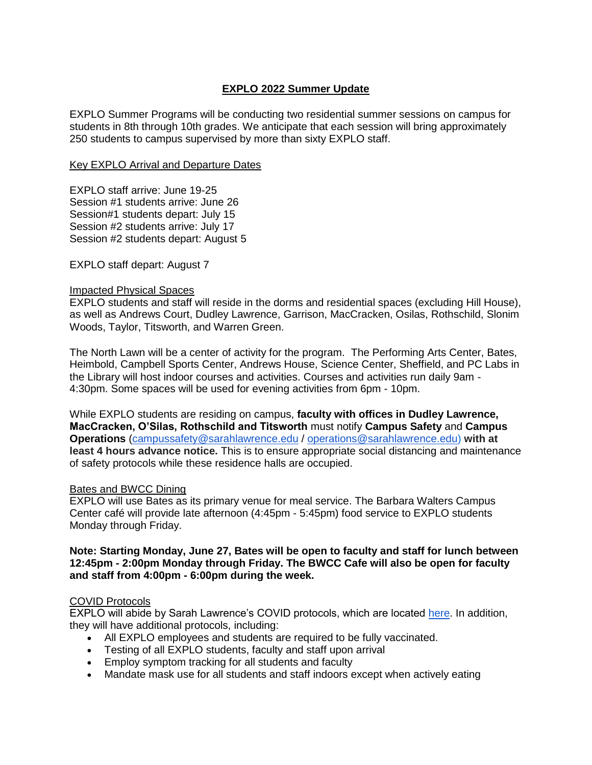# EXPLO 2022 Summer Update

EXPLO Summer Programs will be conducting two residential summer sessions on campus for students in 8th through 10th grades. We anticipate that each session will bring approximately 250 students to campus supervised by more than sixty EXPLO staff.

## Key EXPLO Arrival and Departure Dates

EXPLO staff arrive: June 19-25
Session #1 students arrive: June 26
Session#1 students depart: July 15
Session #2 students arrive: July 17
Session #2 students depart: August 5

EXPLO staff depart: August 7

## Impacted Physical Spaces

EXPLO students and staff will reside in the dorms and residential spaces (excluding Hill House), as well as Andrews Court, Dudley Lawrence, Garrison, MacCracken, Osilas, Rothschild, Slonim Woods, Taylor, Titsworth, and Warren Green.

The North Lawn will be a center of activity for the program. The Performing Arts Center, Bates, Heimbold, Campbell Sports Center, Andrews House, Science Center, Sheffield, and PC Labs in the Library will host indoor courses and activities. Courses and activities run daily 9am - 4:30pm. Some spaces will be used for evening activities from 6pm - 10pm.

While EXPLO students are residing on campus, **faculty with offices in Dudley Lawrence, MacCracken, O'Silas, Rothschild and Titsworth** must notify **Campus Safety** and **Campus Operations** (campussafety@sarahlawrence.edu / operations@sarahlawrence.edu) **with at least 4 hours advance notice.** This is to ensure appropriate social distancing and maintenance of safety protocols while these residence halls are occupied.

## Bates and BWCC Dining

EXPLO will use Bates as its primary venue for meal service. The Barbara Walters Campus Center café will provide late afternoon (4:45pm - 5:45pm) food service to EXPLO students Monday through Friday.

**Note: Starting Monday, June 27, Bates will be open to faculty and staff for lunch between 12:45pm - 2:00pm Monday through Friday. The BWCC Cafe will also be open for faculty and staff from 4:00pm - 6:00pm during the week.**

## COVID Protocols

EXPLO will abide by Sarah Lawrence's COVID protocols, which are located here. In addition, they will have additional protocols, including:

- All EXPLO employees and students are required to be fully vaccinated.
- Testing of all EXPLO students, faculty and staff upon arrival
- Employ symptom tracking for all students and faculty
- Mandate mask use for all students and staff indoors except when actively eating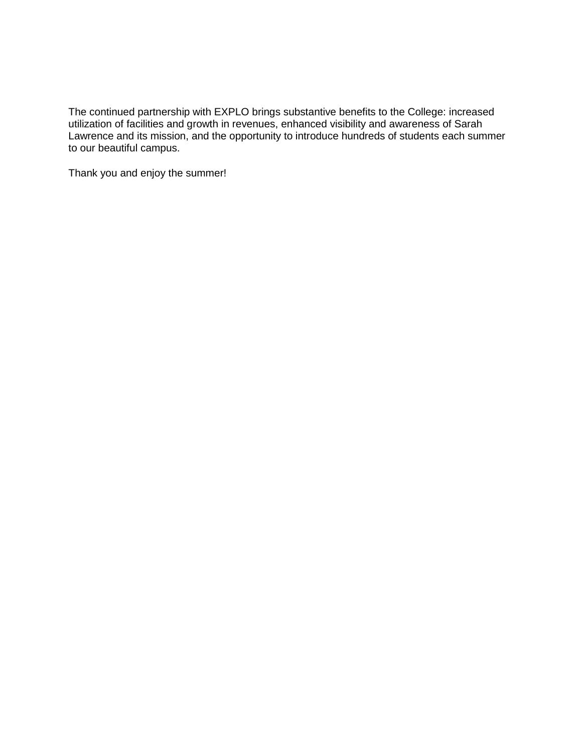The continued partnership with EXPLO brings substantive benefits to the College: increased utilization of facilities and growth in revenues, enhanced visibility and awareness of Sarah Lawrence and its mission, and the opportunity to introduce hundreds of students each summer to our beautiful campus.

Thank you and enjoy the summer!